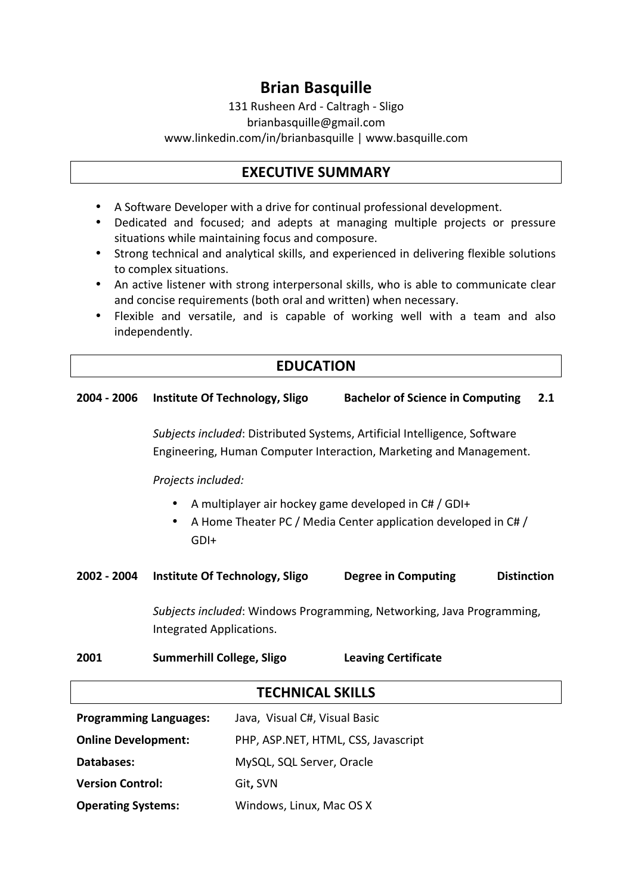# Brian Basquille

131 Rusheen Ard - Caltragh - Sligo
brianbasquille@gmail.com
www.linkedin.com/in/brianbasquille | www.basquille.com

## EXECUTIVE SUMMARY

- A Software Developer with a drive for continual professional development.
- Dedicated and focused; and adepts at managing multiple projects or pressure situations while maintaining focus and composure.
- Strong technical and analytical skills, and experienced in delivering flexible solutions to complex situations.
- An active listener with strong interpersonal skills, who is able to communicate clear and concise requirements (both oral and written) when necessary.
- Flexible and versatile, and is capable of working well with a team and also independently.

## EDUCATION

**2004 - 2006** **Institute Of Technology, Sligo** **Bachelor of Science in Computing** **2.1**

*Subjects included*: Distributed Systems, Artificial Intelligence, Software Engineering, Human Computer Interaction, Marketing and Management.

*Projects included:*

- A multiplayer air hockey game developed in C# / GDI+
- A Home Theater PC / Media Center application developed in C# / GDI+

**2002 - 2004** **Institute Of Technology, Sligo** **Degree in Computing** **Distinction**

*Subjects included*: Windows Programming, Networking, Java Programming, Integrated Applications.

**2001** **Summerhill College, Sligo** **Leaving Certificate**

## TECHNICAL SKILLS

| | |
|---|---|
| **Programming Languages:** | Java, Visual C#, Visual Basic |
| **Online Development:** | PHP, ASP.NET, HTML, CSS, Javascript |
| **Databases:** | MySQL, SQL Server, Oracle |
| **Version Control:** | Git, SVN |
| **Operating Systems:** | Windows, Linux, Mac OS X |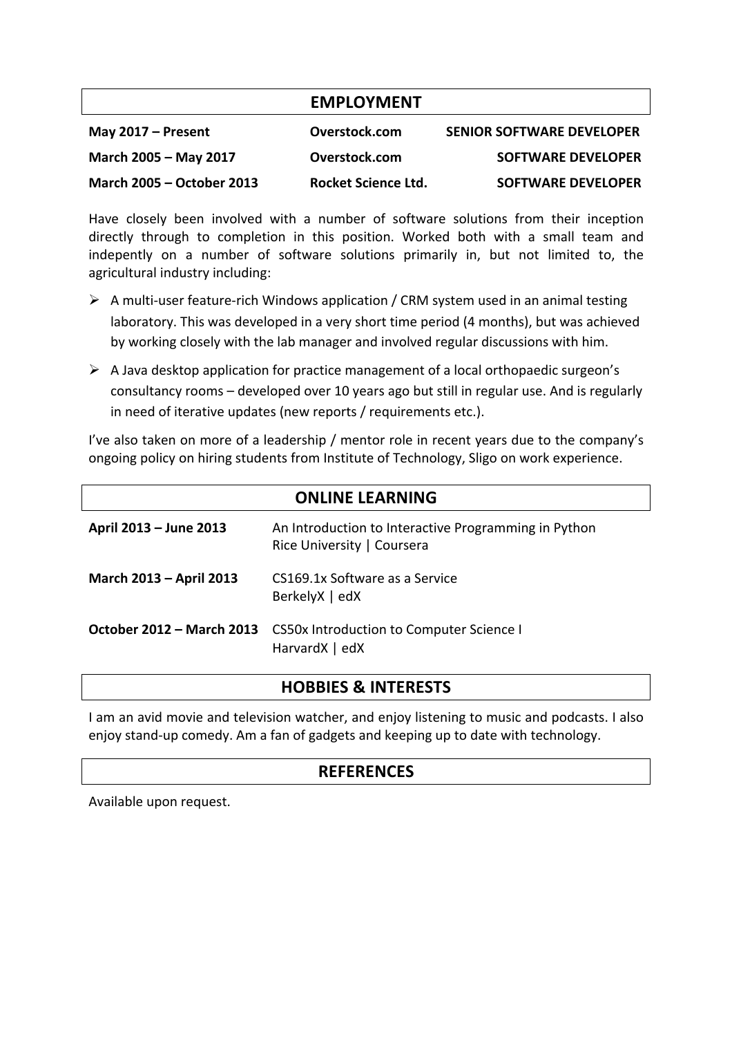## EMPLOYMENT

| | | |
|---|---|---|
| **May 2017 – Present** | **Overstock.com** | **SENIOR SOFTWARE DEVELOPER** |
| **March 2005 – May 2017** | **Overstock.com** | **SOFTWARE DEVELOPER** |
| **March 2005 – October 2013** | **Rocket Science Ltd.** | **SOFTWARE DEVELOPER** |

Have closely been involved with a number of software solutions from their inception directly through to completion in this position. Worked both with a small team and indepently on a number of software solutions primarily in, but not limited to, the agricultural industry including:

- A multi-user feature-rich Windows application / CRM system used in an animal testing laboratory. This was developed in a very short time period (4 months), but was achieved by working closely with the lab manager and involved regular discussions with him.
- A Java desktop application for practice management of a local orthopaedic surgeon's consultancy rooms – developed over 10 years ago but still in regular use. And is regularly in need of iterative updates (new reports / requirements etc.).

I've also taken on more of a leadership / mentor role in recent years due to the company's ongoing policy on hiring students from Institute of Technology, Sligo on work experience.

## ONLINE LEARNING

| | |
|---|---|
| **April 2013 – June 2013** | An Introduction to Interactive Programming in Python<br>Rice University \| Coursera |
| **March 2013 – April 2013** | CS169.1x Software as a Service<br>BerkelyX \| edX |
| **October 2012 – March 2013** | CS50x Introduction to Computer Science I<br>HarvardX \| edX |

## HOBBIES & INTERESTS

I am an avid movie and television watcher, and enjoy listening to music and podcasts. I also enjoy stand-up comedy. Am a fan of gadgets and keeping up to date with technology.

## REFERENCES

Available upon request.